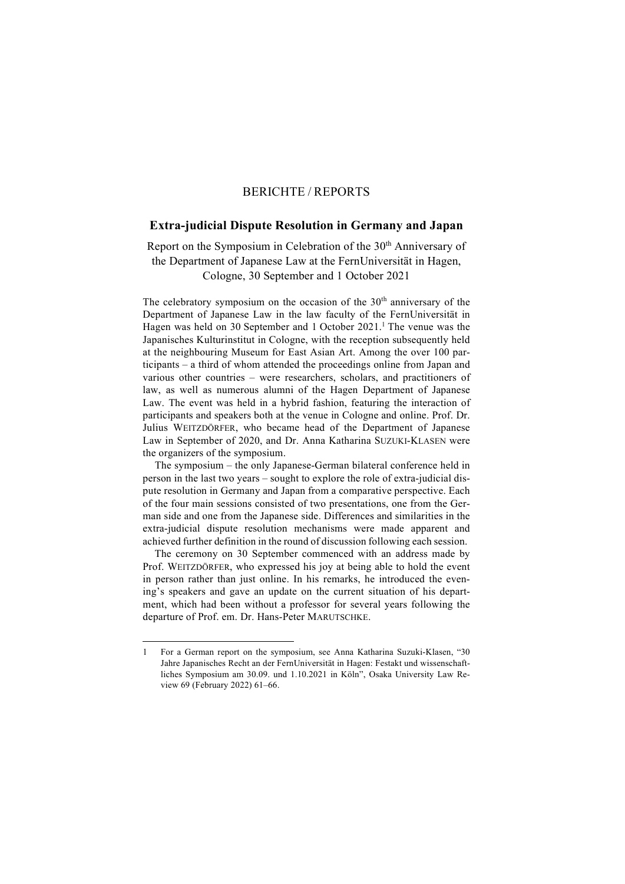# BERICHTE / REPORTS

## Extra-judicial Dispute Resolution in Germany and Japan

Report on the Symposium in Celebration of the 30th Anniversary of the Department of Japanese Law at the FernUniversität in Hagen, Cologne, 30 September and 1 October 2021

The celebratory symposium on the occasion of the 30th anniversary of the Department of Japanese Law in the law faculty of the FernUniversität in Hagen was held on 30 September and 1 October 2021.[1] The venue was the Japanisches Kulturinstitut in Cologne, with the reception subsequently held at the neighbouring Museum for East Asian Art. Among the over 100 participants – a third of whom attended the proceedings online from Japan and various other countries – were researchers, scholars, and practitioners of law, as well as numerous alumni of the Hagen Department of Japanese Law. The event was held in a hybrid fashion, featuring the interaction of participants and speakers both at the venue in Cologne and online. Prof. Dr. Julius WEITZDÖRFER, who became head of the Department of Japanese Law in September of 2020, and Dr. Anna Katharina SUZUKI-KLASEN were the organizers of the symposium.

The symposium – the only Japanese-German bilateral conference held in person in the last two years – sought to explore the role of extra-judicial dispute resolution in Germany and Japan from a comparative perspective. Each of the four main sessions consisted of two presentations, one from the German side and one from the Japanese side. Differences and similarities in the extra-judicial dispute resolution mechanisms were made apparent and achieved further definition in the round of discussion following each session.

The ceremony on 30 September commenced with an address made by Prof. WEITZDÖRFER, who expressed his joy at being able to hold the event in person rather than just online. In his remarks, he introduced the evening's speakers and gave an update on the current situation of his department, which had been without a professor for several years following the departure of Prof. em. Dr. Hans-Peter MARUTSCHKE.

---

1 For a German report on the symposium, see Anna Katharina Suzuki-Klasen, "30 Jahre Japanisches Recht an der FernUniversität in Hagen: Festakt und wissenschaftliches Symposium am 30.09. und 1.10.2021 in Köln", Osaka University Law Review 69 (February 2022) 61–66.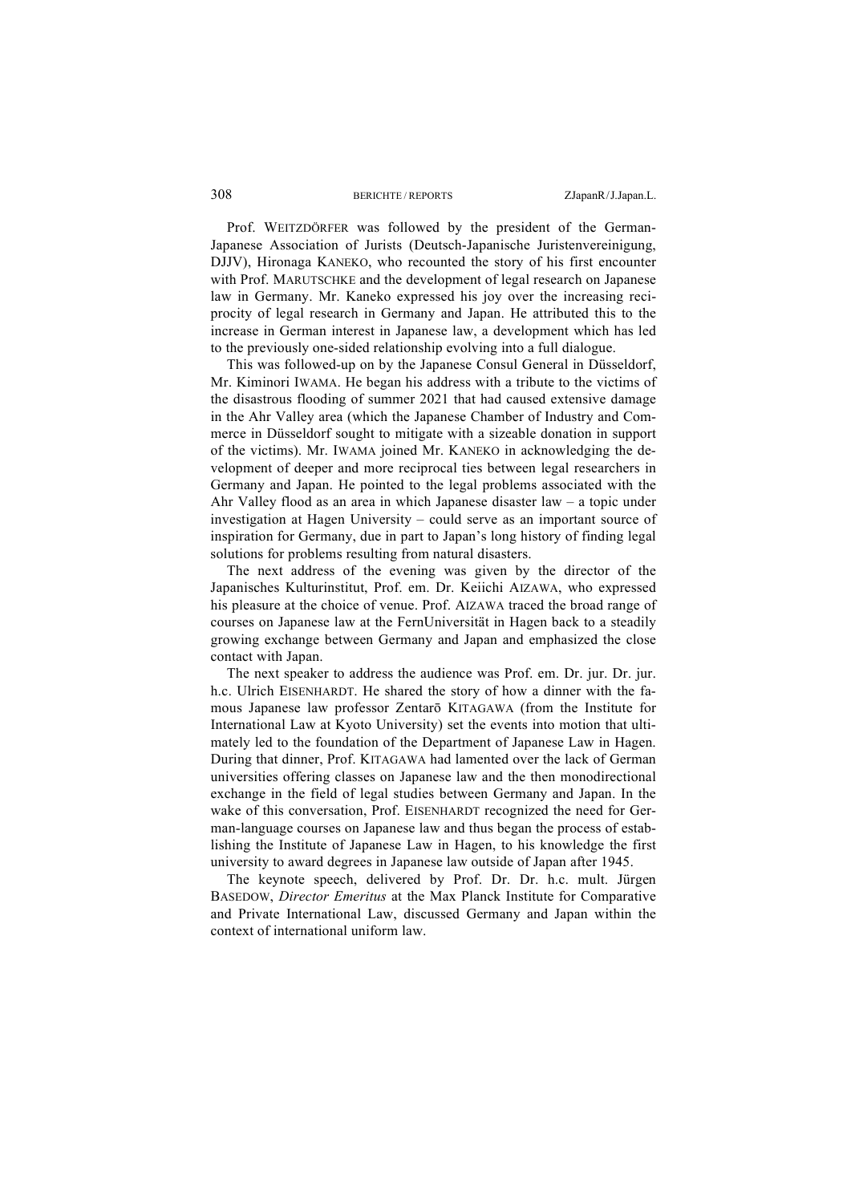Prof. WEITZDÖRFER was followed by the president of the German-Japanese Association of Jurists (Deutsch-Japanische Juristenvereinigung, DJJV), Hironaga KANEKO, who recounted the story of his first encounter with Prof. MARUTSCHKE and the development of legal research on Japanese law in Germany. Mr. Kaneko expressed his joy over the increasing reciprocity of legal research in Germany and Japan. He attributed this to the increase in German interest in Japanese law, a development which has led to the previously one-sided relationship evolving into a full dialogue.

This was followed-up on by the Japanese Consul General in Düsseldorf, Mr. Kiminori IWAMA. He began his address with a tribute to the victims of the disastrous flooding of summer 2021 that had caused extensive damage in the Ahr Valley area (which the Japanese Chamber of Industry and Commerce in Düsseldorf sought to mitigate with a sizeable donation in support of the victims). Mr. IWAMA joined Mr. KANEKO in acknowledging the development of deeper and more reciprocal ties between legal researchers in Germany and Japan. He pointed to the legal problems associated with the Ahr Valley flood as an area in which Japanese disaster law – a topic under investigation at Hagen University – could serve as an important source of inspiration for Germany, due in part to Japan's long history of finding legal solutions for problems resulting from natural disasters.

The next address of the evening was given by the director of the Japanisches Kulturinstitut, Prof. em. Dr. Keiichi AIZAWA, who expressed his pleasure at the choice of venue. Prof. AIZAWA traced the broad range of courses on Japanese law at the FernUniversität in Hagen back to a steadily growing exchange between Germany and Japan and emphasized the close contact with Japan.

The next speaker to address the audience was Prof. em. Dr. jur. Dr. jur. h.c. Ulrich EISENHARDT. He shared the story of how a dinner with the famous Japanese law professor Zentarō KITAGAWA (from the Institute for International Law at Kyoto University) set the events into motion that ultimately led to the foundation of the Department of Japanese Law in Hagen. During that dinner, Prof. KITAGAWA had lamented over the lack of German universities offering classes on Japanese law and the then monodirectional exchange in the field of legal studies between Germany and Japan. In the wake of this conversation, Prof. EISENHARDT recognized the need for German-language courses on Japanese law and thus began the process of establishing the Institute of Japanese Law in Hagen, to his knowledge the first university to award degrees in Japanese law outside of Japan after 1945.

The keynote speech, delivered by Prof. Dr. Dr. h.c. mult. Jürgen BASEDOW, *Director Emeritus* at the Max Planck Institute for Comparative and Private International Law, discussed Germany and Japan within the context of international uniform law.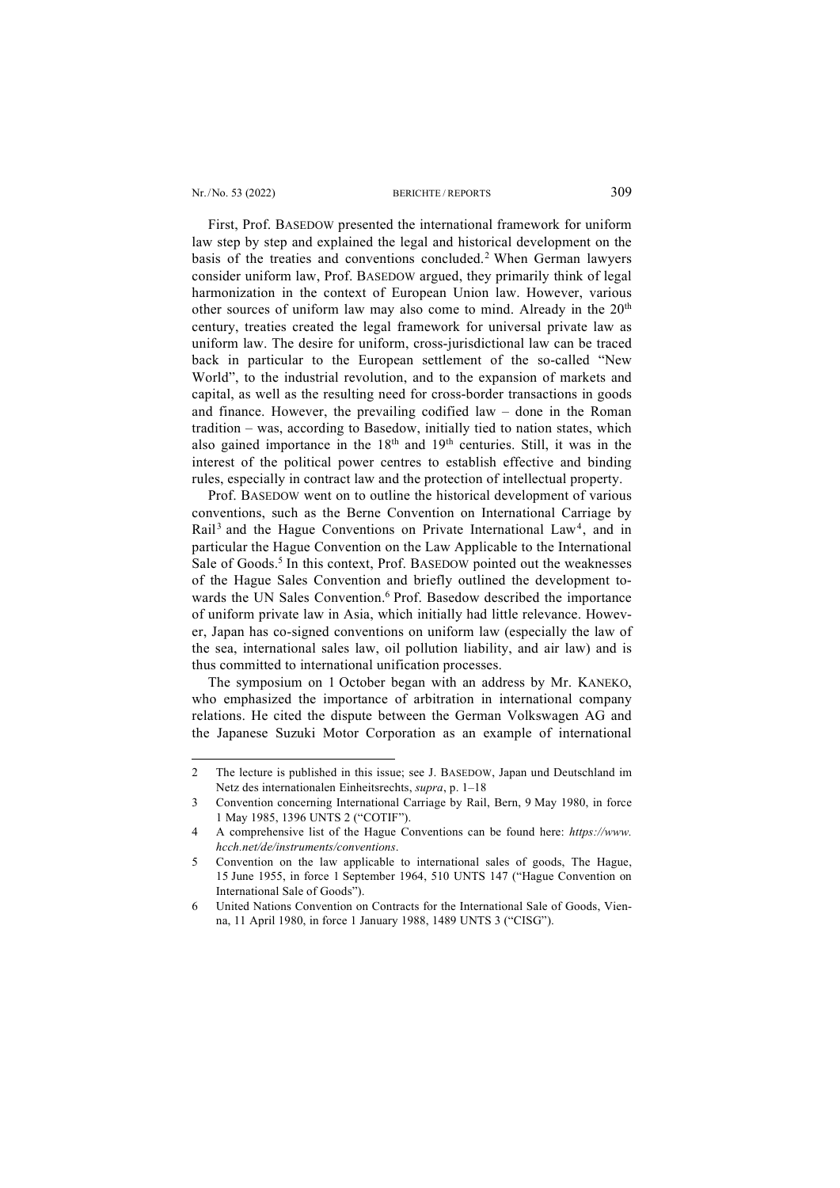First, Prof. BASEDOW presented the international framework for uniform law step by step and explained the legal and historical development on the basis of the treaties and conventions concluded.[2] When German lawyers consider uniform law, Prof. BASEDOW argued, they primarily think of legal harmonization in the context of European Union law. However, various other sources of uniform law may also come to mind. Already in the 20th century, treaties created the legal framework for universal private law as uniform law. The desire for uniform, cross-jurisdictional law can be traced back in particular to the European settlement of the so-called "New World", to the industrial revolution, and to the expansion of markets and capital, as well as the resulting need for cross-border transactions in goods and finance. However, the prevailing codified law – done in the Roman tradition – was, according to Basedow, initially tied to nation states, which also gained importance in the 18th and 19th centuries. Still, it was in the interest of the political power centres to establish effective and binding rules, especially in contract law and the protection of intellectual property.

Prof. BASEDOW went on to outline the historical development of various conventions, such as the Berne Convention on International Carriage by Rail[3] and the Hague Conventions on Private International Law[4], and in particular the Hague Convention on the Law Applicable to the International Sale of Goods.[5] In this context, Prof. BASEDOW pointed out the weaknesses of the Hague Sales Convention and briefly outlined the development towards the UN Sales Convention.[6] Prof. Basedow described the importance of uniform private law in Asia, which initially had little relevance. However, Japan has co-signed conventions on uniform law (especially the law of the sea, international sales law, oil pollution liability, and air law) and is thus committed to international unification processes.

The symposium on 1 October began with an address by Mr. KANEKO, who emphasized the importance of arbitration in international company relations. He cited the dispute between the German Volkswagen AG and the Japanese Suzuki Motor Corporation as an example of international

---

2 The lecture is published in this issue; see J. BASEDOW, Japan und Deutschland im Netz des internationalen Einheitsrechts, *supra*, p. 1–18

3 Convention concerning International Carriage by Rail, Bern, 9 May 1980, in force 1 May 1985, 1396 UNTS 2 ("COTIF").

4 A comprehensive list of the Hague Conventions can be found here: *https://www.hcch.net/de/instruments/conventions*.

5 Convention on the law applicable to international sales of goods, The Hague, 15 June 1955, in force 1 September 1964, 510 UNTS 147 ("Hague Convention on International Sale of Goods").

6 United Nations Convention on Contracts for the International Sale of Goods, Vienna, 11 April 1980, in force 1 January 1988, 1489 UNTS 3 ("CISG").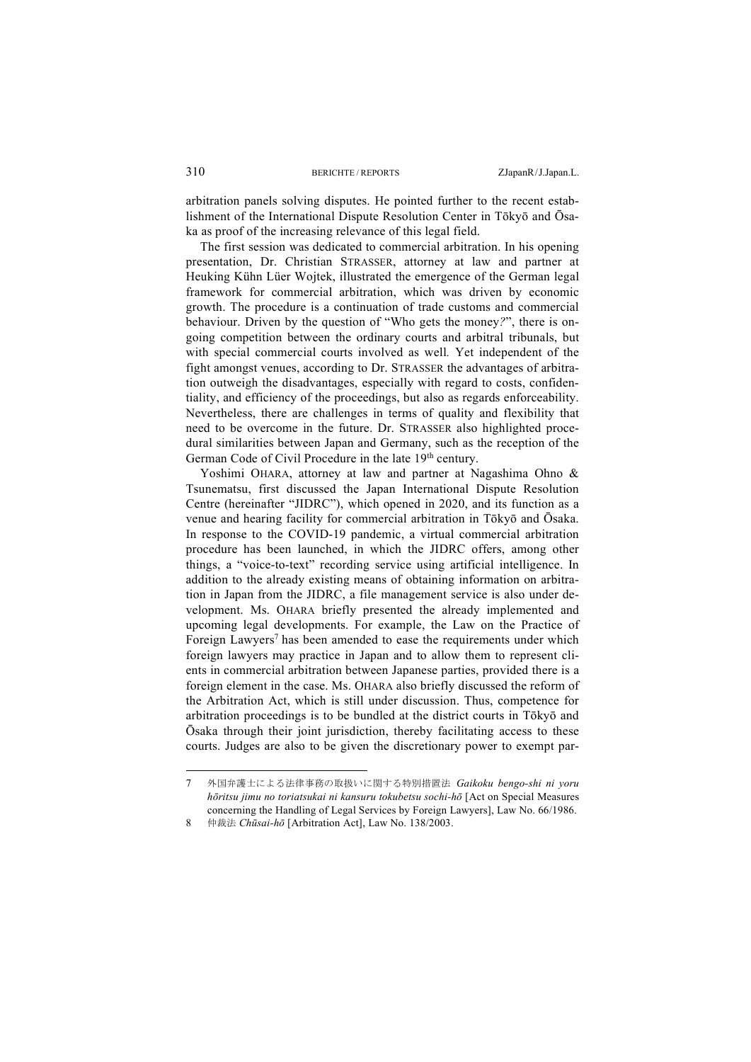arbitration panels solving disputes. He pointed further to the recent establishment of the International Dispute Resolution Center in Tōkyō and Ōsaka as proof of the increasing relevance of this legal field.

The first session was dedicated to commercial arbitration. In his opening presentation, Dr. Christian STRASSER, attorney at law and partner at Heuking Kühn Lüer Wojtek, illustrated the emergence of the German legal framework for commercial arbitration, which was driven by economic growth. The procedure is a continuation of trade customs and commercial behaviour. Driven by the question of "Who gets the money?", there is ongoing competition between the ordinary courts and arbitral tribunals, but with special commercial courts involved as well. Yet independent of the fight amongst venues, according to Dr. STRASSER the advantages of arbitration outweigh the disadvantages, especially with regard to costs, confidentiality, and efficiency of the proceedings, but also as regards enforceability. Nevertheless, there are challenges in terms of quality and flexibility that need to be overcome in the future. Dr. STRASSER also highlighted procedural similarities between Japan and Germany, such as the reception of the German Code of Civil Procedure in the late 19th century.

Yoshimi OHARA, attorney at law and partner at Nagashima Ohno & Tsunematsu, first discussed the Japan International Dispute Resolution Centre (hereinafter "JIDRC"), which opened in 2020, and its function as a venue and hearing facility for commercial arbitration in Tōkyō and Ōsaka. In response to the COVID-19 pandemic, a virtual commercial arbitration procedure has been launched, in which the JIDRC offers, among other things, a "voice-to-text" recording service using artificial intelligence. In addition to the already existing means of obtaining information on arbitration in Japan from the JIDRC, a file management service is also under development. Ms. OHARA briefly presented the already implemented and upcoming legal developments. For example, the Law on the Practice of Foreign Lawyers[7] has been amended to ease the requirements under which foreign lawyers may practice in Japan and to allow them to represent clients in commercial arbitration between Japanese parties, provided there is a foreign element in the case. Ms. OHARA also briefly discussed the reform of the Arbitration Act, which is still under discussion. Thus, competence for arbitration proceedings is to be bundled at the district courts in Tōkyō and Ōsaka through their joint jurisdiction, thereby facilitating access to these courts. Judges are also to be given the discretionary power to exempt par-

---

7 外国弁護士による法律事務の取扱いに関する特別措置法 *Gaikoku bengo-shi ni yoru hōritsu jimu no toriatsukai ni kansuru tokubetsu sochi-hō* [Act on Special Measures concerning the Handling of Legal Services by Foreign Lawyers], Law No. 66/1986.

8 仲裁法 *Chūsai-hō* [Arbitration Act], Law No. 138/2003.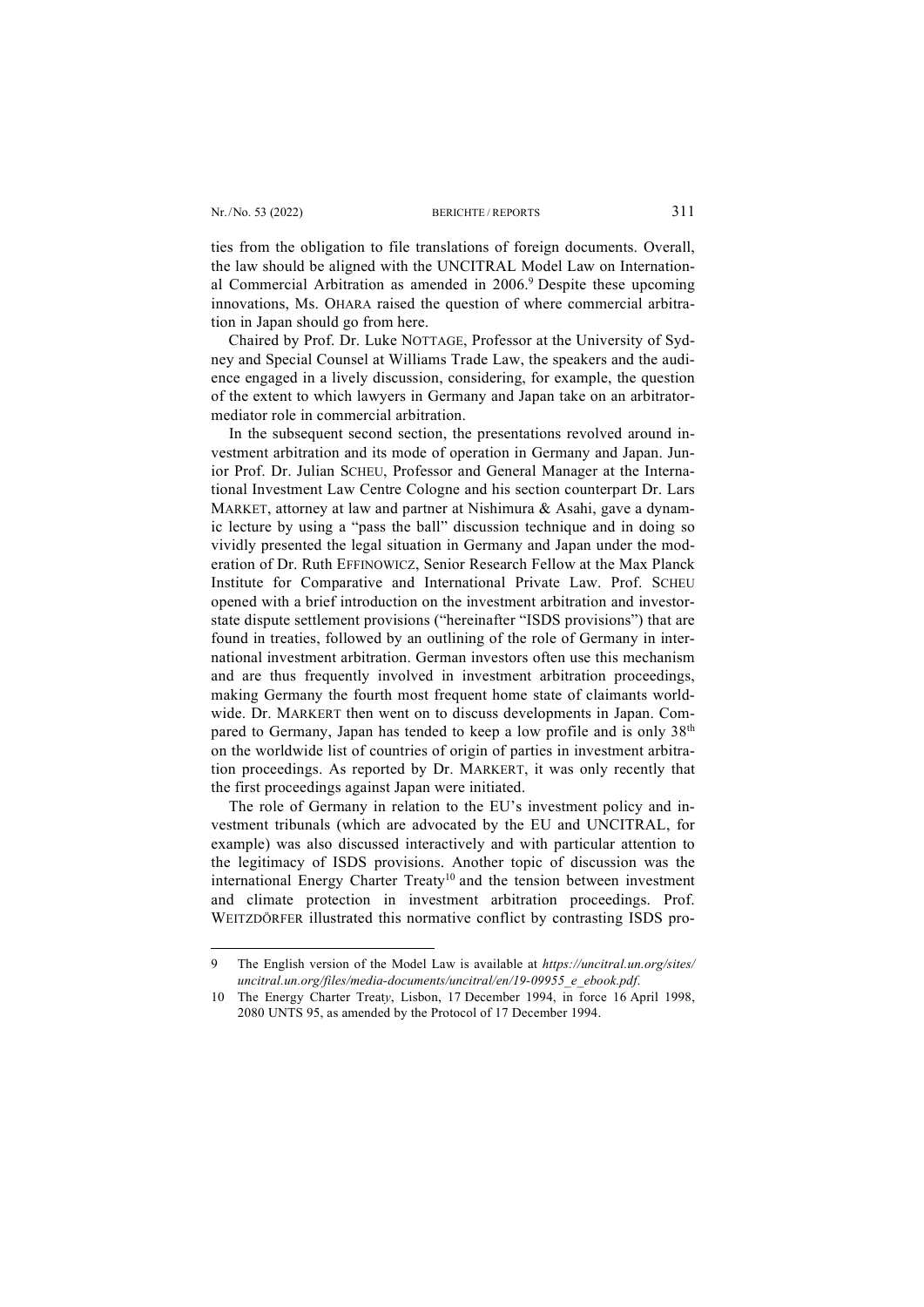ties from the obligation to file translations of foreign documents. Overall, the law should be aligned with the UNCITRAL Model Law on International Commercial Arbitration as amended in 2006.[9] Despite these upcoming innovations, Ms. OHARA raised the question of where commercial arbitration in Japan should go from here.

Chaired by Prof. Dr. Luke NOTTAGE, Professor at the University of Sydney and Special Counsel at Williams Trade Law, the speakers and the audience engaged in a lively discussion, considering, for example, the question of the extent to which lawyers in Germany and Japan take on an arbitrator-mediator role in commercial arbitration.

In the subsequent second section, the presentations revolved around investment arbitration and its mode of operation in Germany and Japan. Junior Prof. Dr. Julian SCHEU, Professor and General Manager at the International Investment Law Centre Cologne and his section counterpart Dr. Lars MARKET, attorney at law and partner at Nishimura & Asahi, gave a dynamic lecture by using a "pass the ball" discussion technique and in doing so vividly presented the legal situation in Germany and Japan under the moderation of Dr. Ruth EFFINOWICZ, Senior Research Fellow at the Max Planck Institute for Comparative and International Private Law. Prof. SCHEU opened with a brief introduction on the investment arbitration and investor-state dispute settlement provisions ("hereinafter "ISDS provisions") that are found in treaties, followed by an outlining of the role of Germany in international investment arbitration. German investors often use this mechanism and are thus frequently involved in investment arbitration proceedings, making Germany the fourth most frequent home state of claimants worldwide. Dr. MARKERT then went on to discuss developments in Japan. Compared to Germany, Japan has tended to keep a low profile and is only 38th on the worldwide list of countries of origin of parties in investment arbitration proceedings. As reported by Dr. MARKERT, it was only recently that the first proceedings against Japan were initiated.

The role of Germany in relation to the EU's investment policy and investment tribunals (which are advocated by the EU and UNCITRAL, for example) was also discussed interactively and with particular attention to the legitimacy of ISDS provisions. Another topic of discussion was the international Energy Charter Treaty[10] and the tension between investment and climate protection in investment arbitration proceedings. Prof. WEITZDÖRFER illustrated this normative conflict by contrasting ISDS pro-

---

9 The English version of the Model Law is available at *https://uncitral.un.org/sites/uncitral.un.org/files/media-documents/uncitral/en/19-09955_e_ebook.pdf*.

10 The Energy Charter Treat*y*, Lisbon, 17 December 1994, in force 16 April 1998, 2080 UNTS 95, as amended by the Protocol of 17 December 1994.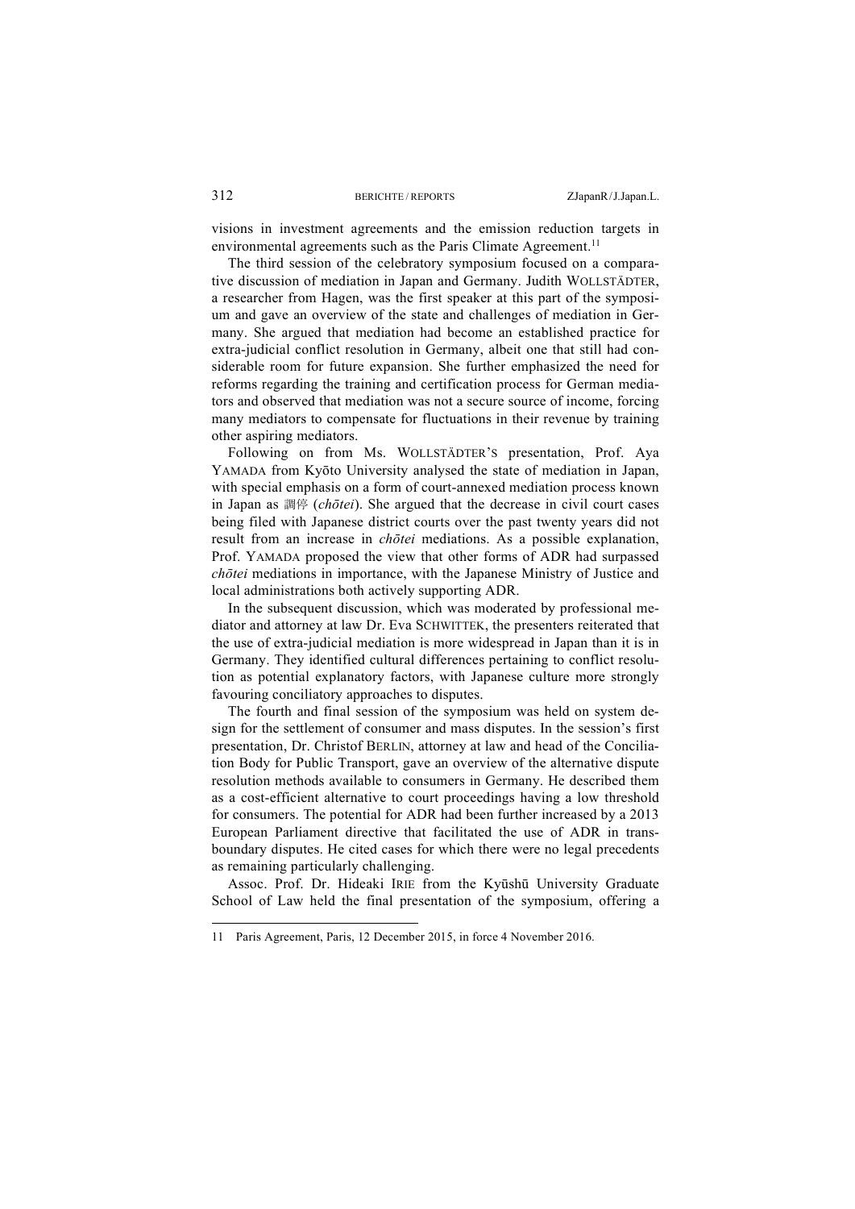visions in investment agreements and the emission reduction targets in environmental agreements such as the Paris Climate Agreement.[11]

The third session of the celebratory symposium focused on a comparative discussion of mediation in Japan and Germany. Judith WOLLSTÄDTER, a researcher from Hagen, was the first speaker at this part of the symposium and gave an overview of the state and challenges of mediation in Germany. She argued that mediation had become an established practice for extra-judicial conflict resolution in Germany, albeit one that still had considerable room for future expansion. She further emphasized the need for reforms regarding the training and certification process for German mediators and observed that mediation was not a secure source of income, forcing many mediators to compensate for fluctuations in their revenue by training other aspiring mediators.

Following on from Ms. WOLLSTÄDTER'S presentation, Prof. Aya YAMADA from Kyōto University analysed the state of mediation in Japan, with special emphasis on a form of court-annexed mediation process known in Japan as 調停 (*chōtei*). She argued that the decrease in civil court cases being filed with Japanese district courts over the past twenty years did not result from an increase in *chōtei* mediations. As a possible explanation, Prof. YAMADA proposed the view that other forms of ADR had surpassed *chōtei* mediations in importance, with the Japanese Ministry of Justice and local administrations both actively supporting ADR.

In the subsequent discussion, which was moderated by professional mediator and attorney at law Dr. Eva SCHWITTEK, the presenters reiterated that the use of extra-judicial mediation is more widespread in Japan than it is in Germany. They identified cultural differences pertaining to conflict resolution as potential explanatory factors, with Japanese culture more strongly favouring conciliatory approaches to disputes.

The fourth and final session of the symposium was held on system design for the settlement of consumer and mass disputes. In the session's first presentation, Dr. Christof BERLIN, attorney at law and head of the Conciliation Body for Public Transport, gave an overview of the alternative dispute resolution methods available to consumers in Germany. He described them as a cost-efficient alternative to court proceedings having a low threshold for consumers. The potential for ADR had been further increased by a 2013 European Parliament directive that facilitated the use of ADR in transboundary disputes. He cited cases for which there were no legal precedents as remaining particularly challenging.

Assoc. Prof. Dr. Hideaki IRIE from the Kyūshū University Graduate School of Law held the final presentation of the symposium, offering a

---

11 Paris Agreement, Paris, 12 December 2015, in force 4 November 2016.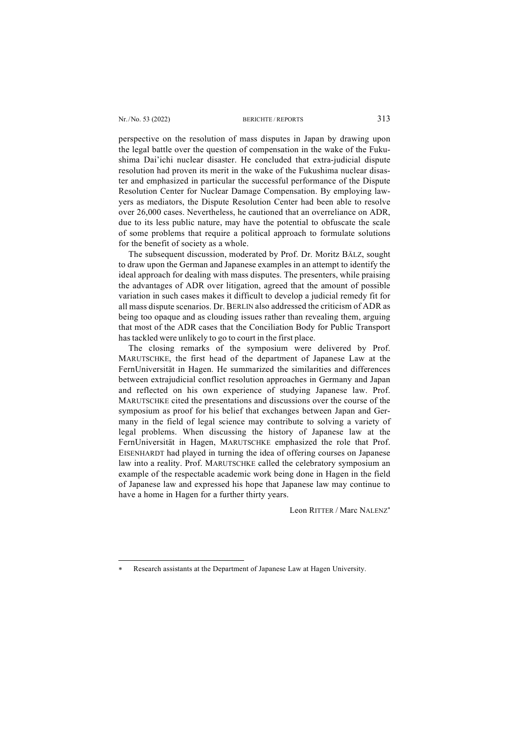perspective on the resolution of mass disputes in Japan by drawing upon the legal battle over the question of compensation in the wake of the Fukushima Dai'ichi nuclear disaster. He concluded that extra-judicial dispute resolution had proven its merit in the wake of the Fukushima nuclear disaster and emphasized in particular the successful performance of the Dispute Resolution Center for Nuclear Damage Compensation. By employing lawyers as mediators, the Dispute Resolution Center had been able to resolve over 26,000 cases. Nevertheless, he cautioned that an overreliance on ADR, due to its less public nature, may have the potential to obfuscate the scale of some problems that require a political approach to formulate solutions for the benefit of society as a whole.

The subsequent discussion, moderated by Prof. Dr. Moritz BÄLZ, sought to draw upon the German and Japanese examples in an attempt to identify the ideal approach for dealing with mass disputes. The presenters, while praising the advantages of ADR over litigation, agreed that the amount of possible variation in such cases makes it difficult to develop a judicial remedy fit for all mass dispute scenarios. Dr. BERLIN also addressed the criticism of ADR as being too opaque and as clouding issues rather than revealing them, arguing that most of the ADR cases that the Conciliation Body for Public Transport has tackled were unlikely to go to court in the first place.

The closing remarks of the symposium were delivered by Prof. MARUTSCHKE, the first head of the department of Japanese Law at the FernUniversität in Hagen. He summarized the similarities and differences between extrajudicial conflict resolution approaches in Germany and Japan and reflected on his own experience of studying Japanese law. Prof. MARUTSCHKE cited the presentations and discussions over the course of the symposium as proof for his belief that exchanges between Japan and Germany in the field of legal science may contribute to solving a variety of legal problems. When discussing the history of Japanese law at the FernUniversität in Hagen, MARUTSCHKE emphasized the role that Prof. EISENHARDT had played in turning the idea of offering courses on Japanese law into a reality. Prof. MARUTSCHKE called the celebratory symposium an example of the respectable academic work being done in Hagen in the field of Japanese law and expressed his hope that Japanese law may continue to have a home in Hagen for a further thirty years.

Leon RITTER / Marc NALENZ*

---

\* Research assistants at the Department of Japanese Law at Hagen University.